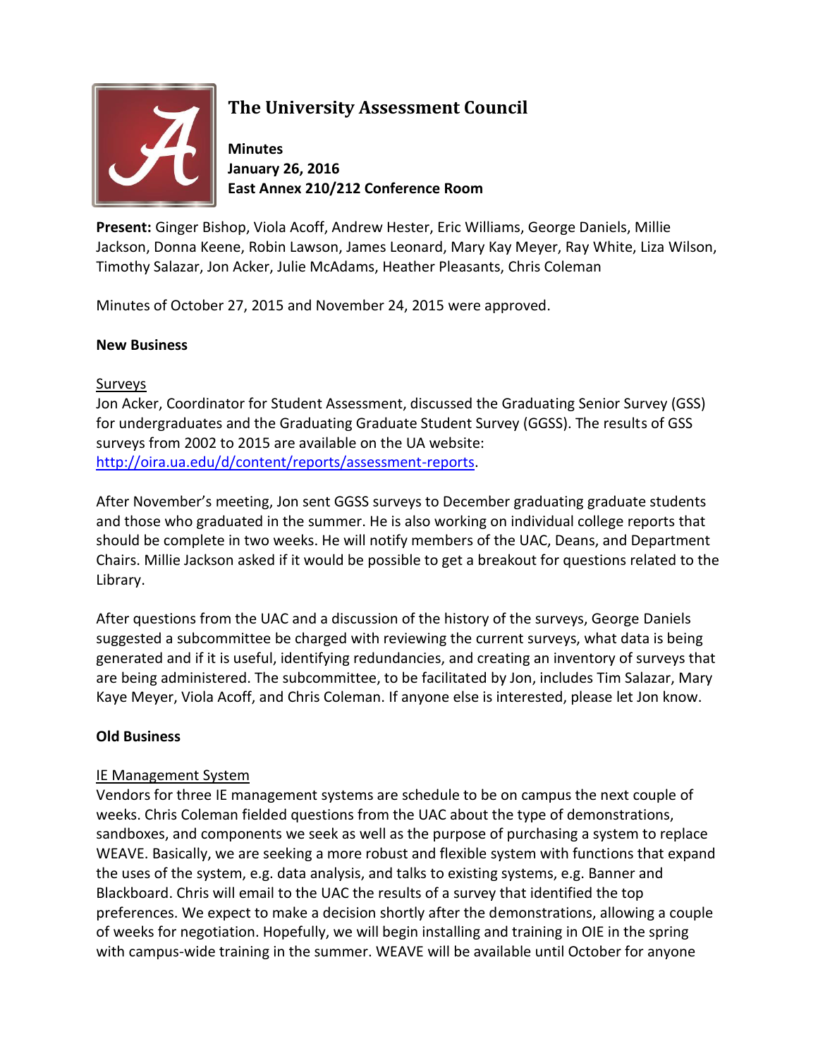# The University Assessment Council

**Minutes**
**January 26, 2016**
**East Annex 210/212 Conference Room**

**Present:** Ginger Bishop, Viola Acoff, Andrew Hester, Eric Williams, George Daniels, Millie Jackson, Donna Keene, Robin Lawson, James Leonard, Mary Kay Meyer, Ray White, Liza Wilson, Timothy Salazar, Jon Acker, Julie McAdams, Heather Pleasants, Chris Coleman

Minutes of October 27, 2015 and November 24, 2015 were approved.

## New Business

### Surveys

Jon Acker, Coordinator for Student Assessment, discussed the Graduating Senior Survey (GSS) for undergraduates and the Graduating Graduate Student Survey (GGSS). The results of GSS surveys from 2002 to 2015 are available on the UA website: [http://oira.ua.edu/d/content/reports/assessment-reports](http://oira.ua.edu/d/content/reports/assessment-reports).

After November's meeting, Jon sent GGSS surveys to December graduating graduate students and those who graduated in the summer. He is also working on individual college reports that should be complete in two weeks. He will notify members of the UAC, Deans, and Department Chairs. Millie Jackson asked if it would be possible to get a breakout for questions related to the Library.

After questions from the UAC and a discussion of the history of the surveys, George Daniels suggested a subcommittee be charged with reviewing the current surveys, what data is being generated and if it is useful, identifying redundancies, and creating an inventory of surveys that are being administered. The subcommittee, to be facilitated by Jon, includes Tim Salazar, Mary Kaye Meyer, Viola Acoff, and Chris Coleman. If anyone else is interested, please let Jon know.

## Old Business

### IE Management System

Vendors for three IE management systems are schedule to be on campus the next couple of weeks. Chris Coleman fielded questions from the UAC about the type of demonstrations, sandboxes, and components we seek as well as the purpose of purchasing a system to replace WEAVE. Basically, we are seeking a more robust and flexible system with functions that expand the uses of the system, e.g. data analysis, and talks to existing systems, e.g. Banner and Blackboard. Chris will email to the UAC the results of a survey that identified the top preferences. We expect to make a decision shortly after the demonstrations, allowing a couple of weeks for negotiation. Hopefully, we will begin installing and training in OIE in the spring with campus-wide training in the summer. WEAVE will be available until October for anyone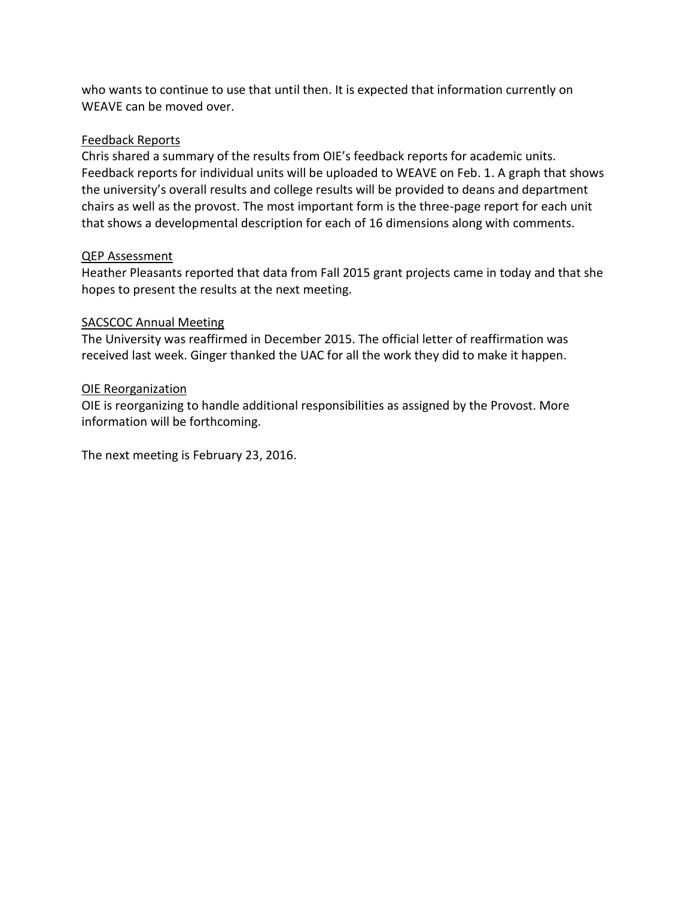who wants to continue to use that until then. It is expected that information currently on WEAVE can be moved over.

<u>Feedback Reports</u>

Chris shared a summary of the results from OIE's feedback reports for academic units. Feedback reports for individual units will be uploaded to WEAVE on Feb. 1. A graph that shows the university's overall results and college results will be provided to deans and department chairs as well as the provost. The most important form is the three-page report for each unit that shows a developmental description for each of 16 dimensions along with comments.

<u>QEP Assessment</u>

Heather Pleasants reported that data from Fall 2015 grant projects came in today and that she hopes to present the results at the next meeting.

<u>SACSCOC Annual Meeting</u>

The University was reaffirmed in December 2015. The official letter of reaffirmation was received last week. Ginger thanked the UAC for all the work they did to make it happen.

<u>OIE Reorganization</u>

OIE is reorganizing to handle additional responsibilities as assigned by the Provost. More information will be forthcoming.

The next meeting is February 23, 2016.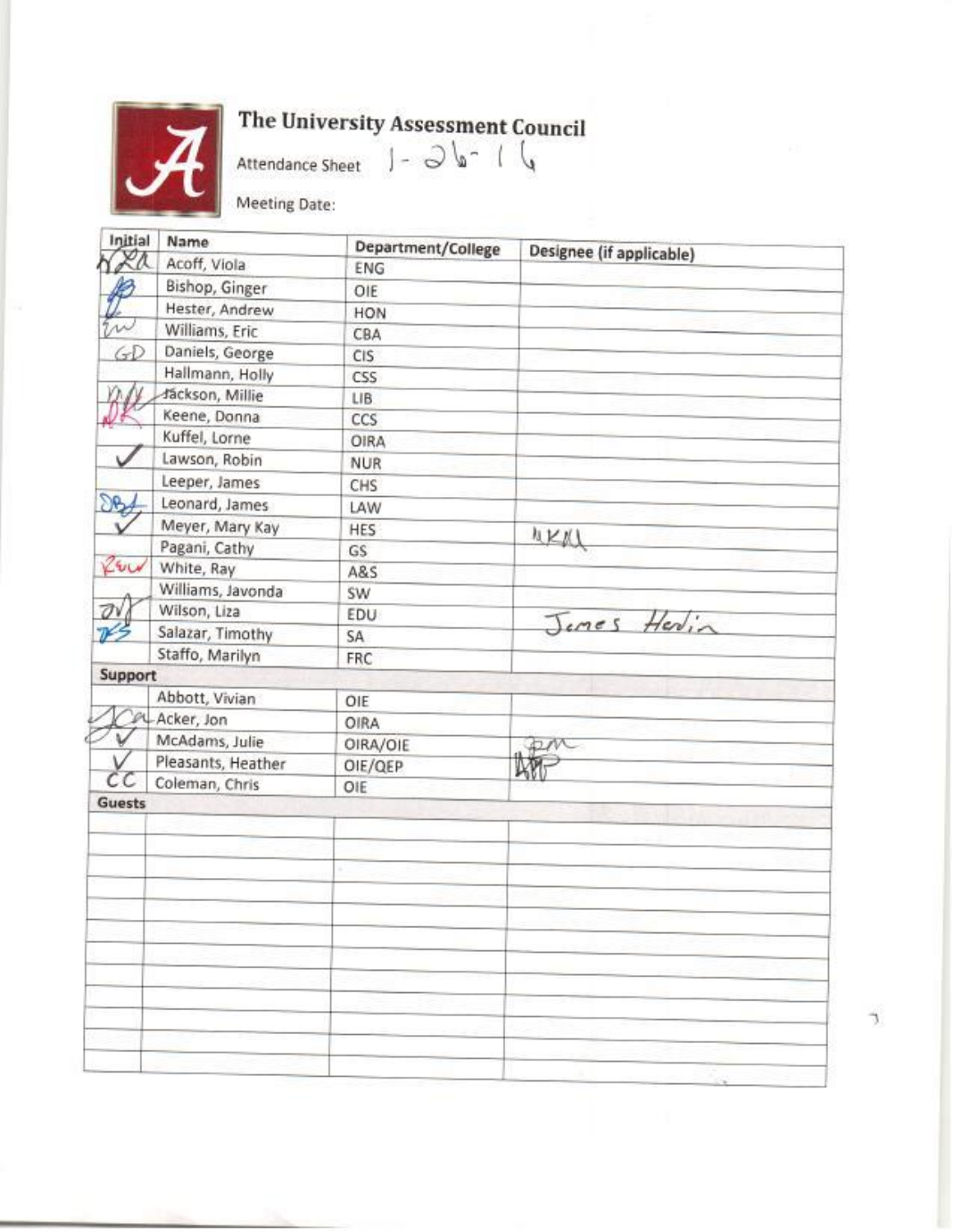# The University Assessment Council

Attendance Sheet 1-26-16

Meeting Date:

| Initial | Name | Department/College | Designee (if applicable) |
|---|---|---|---|
| VLA | Acoff, Viola | ENG | |
| GB | Bishop, Ginger | OIE | |
| AH | Hester, Andrew | HON | |
| EW | Williams, Eric | CBA | |
| GD | Daniels, George | CIS | |
| | Hallmann, Holly | CSS | |
| MJ | Jackson, Millie | LIB | |
| DK | Keene, Donna | CCS | |
| | Kuffel, Lorne | OIRA | |
| ✓ | Lawson, Robin | NUR | |
| | Leeper, James | CHS | |
| JBL | Leonard, James | LAW | |
| ✓ | Meyer, Mary Kay | HES | MKM |
| | Pagani, Cathy | GS | |
| RW | White, Ray | A&S | |
| | Williams, Javonda | SW | |
| JH | Wilson, Liza | EDU | James Hardin |
| TS | Salazar, Timothy | SA | |
| | Staffo, Marilyn | FRC | |
| **Support** | | | |
| | Abbott, Vivian | OIE | |
| JCA | Acker, Jon | OIRA | |
| ✓ | McAdams, Julie | OIRA/OIE | JM |
| ✓ | Pleasants, Heather | OIE/QEP | HP |
| CC | Coleman, Chris | OIE | |
| **Guests** | | | |
| | | | |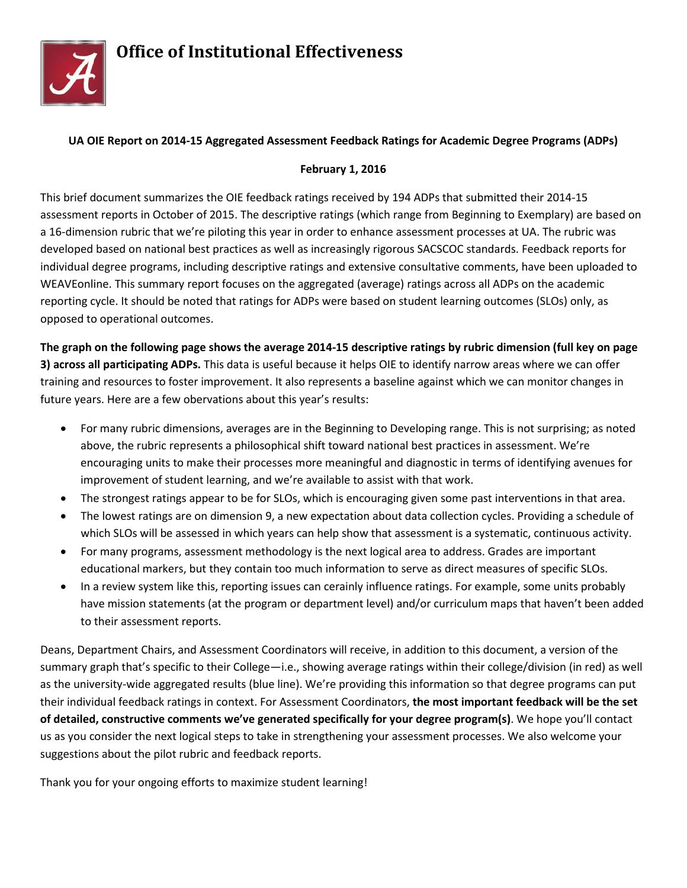# Office of Institutional Effectiveness

**UA OIE Report on 2014-15 Aggregated Assessment Feedback Ratings for Academic Degree Programs (ADPs)**

**February 1, 2016**

This brief document summarizes the OIE feedback ratings received by 194 ADPs that submitted their 2014-15 assessment reports in October of 2015. The descriptive ratings (which range from Beginning to Exemplary) are based on a 16-dimension rubric that we're piloting this year in order to enhance assessment processes at UA. The rubric was developed based on national best practices as well as increasingly rigorous SACSCOC standards. Feedback reports for individual degree programs, including descriptive ratings and extensive consultative comments, have been uploaded to WEAVEonline. This summary report focuses on the aggregated (average) ratings across all ADPs on the academic reporting cycle. It should be noted that ratings for ADPs were based on student learning outcomes (SLOs) only, as opposed to operational outcomes.

**The graph on the following page shows the average 2014-15 descriptive ratings by rubric dimension (full key on page 3) across all participating ADPs.** This data is useful because it helps OIE to identify narrow areas where we can offer training and resources to foster improvement. It also represents a baseline against which we can monitor changes in future years. Here are a few obervations about this year's results:

- For many rubric dimensions, averages are in the Beginning to Developing range. This is not surprising; as noted above, the rubric represents a philosophical shift toward national best practices in assessment. We're encouraging units to make their processes more meaningful and diagnostic in terms of identifying avenues for improvement of student learning, and we're available to assist with that work.
- The strongest ratings appear to be for SLOs, which is encouraging given some past interventions in that area.
- The lowest ratings are on dimension 9, a new expectation about data collection cycles. Providing a schedule of which SLOs will be assessed in which years can help show that assessment is a systematic, continuous activity.
- For many programs, assessment methodology is the next logical area to address. Grades are important educational markers, but they contain too much information to serve as direct measures of specific SLOs.
- In a review system like this, reporting issues can cerainly influence ratings. For example, some units probably have mission statements (at the program or department level) and/or curriculum maps that haven't been added to their assessment reports.

Deans, Department Chairs, and Assessment Coordinators will receive, in addition to this document, a version of the summary graph that's specific to their College—i.e., showing average ratings within their college/division (in red) as well as the university-wide aggregated results (blue line). We're providing this information so that degree programs can put their individual feedback ratings in context. For Assessment Coordinators, **the most important feedback will be the set of detailed, constructive comments we've generated specifically for your degree program(s)**. We hope you'll contact us as you consider the next logical steps to take in strengthening your assessment processes. We also welcome your suggestions about the pilot rubric and feedback reports.

Thank you for your ongoing efforts to maximize student learning!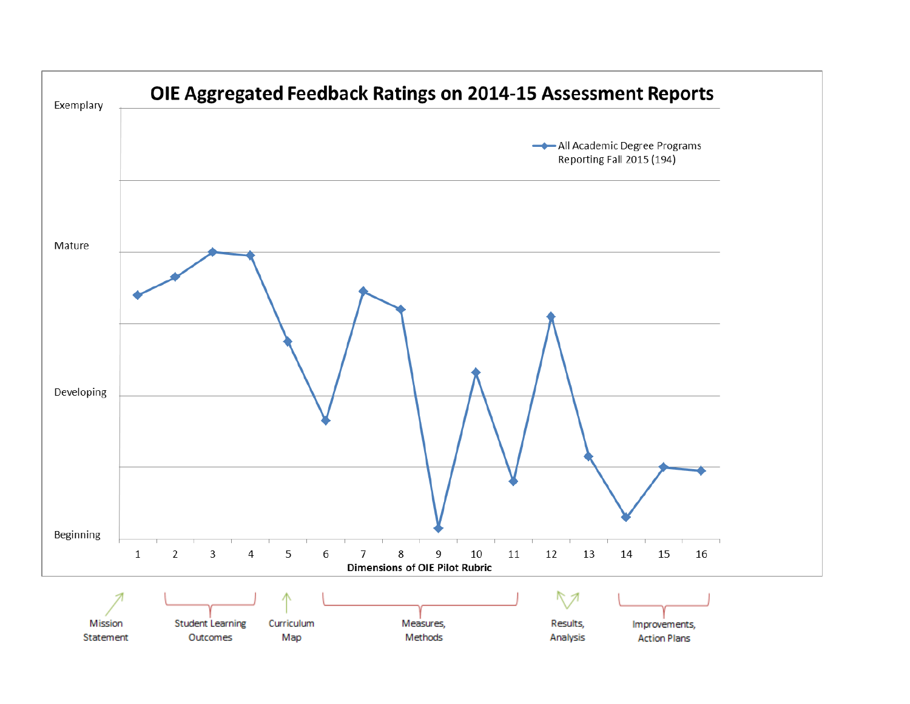# OIE Aggregated Feedback Ratings on 2014-15 Assessment Reports

Y-axis levels: Exemplary, Mature, Developing, Beginning

Legend: All Academic Degree Programs Reporting Fall 2015 (194)

X-axis: Dimensions of OIE Pilot Rubric (1–16)

Dimension groupings:

- Mission Statement: 1
- Student Learning Outcomes: 2–4
- Curriculum Map: 5
- Measures, Methods: 6–11
- Results, Analysis: 12–13
- Improvements, Action Plans: 14–16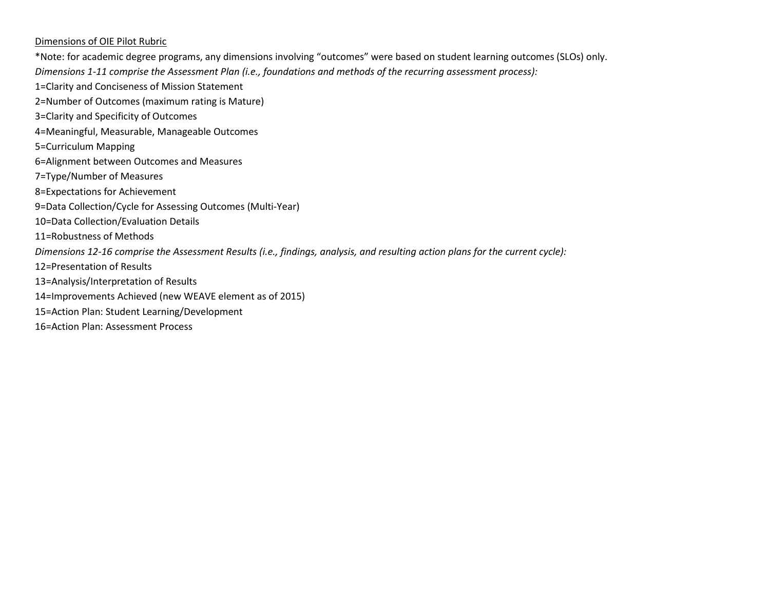Dimensions of OIE Pilot Rubric

*Note: for academic degree programs, any dimensions involving "outcomes" were based on student learning outcomes (SLOs) only.

*Dimensions 1-11 comprise the Assessment Plan (i.e., foundations and methods of the recurring assessment process):*

1=Clarity and Conciseness of Mission Statement

2=Number of Outcomes (maximum rating is Mature)

3=Clarity and Specificity of Outcomes

4=Meaningful, Measurable, Manageable Outcomes

5=Curriculum Mapping

6=Alignment between Outcomes and Measures

7=Type/Number of Measures

8=Expectations for Achievement

9=Data Collection/Cycle for Assessing Outcomes (Multi-Year)

10=Data Collection/Evaluation Details

11=Robustness of Methods

*Dimensions 12-16 comprise the Assessment Results (i.e., findings, analysis, and resulting action plans for the current cycle):*

12=Presentation of Results

13=Analysis/Interpretation of Results

14=Improvements Achieved (new WEAVE element as of 2015)

15=Action Plan: Student Learning/Development

16=Action Plan: Assessment Process